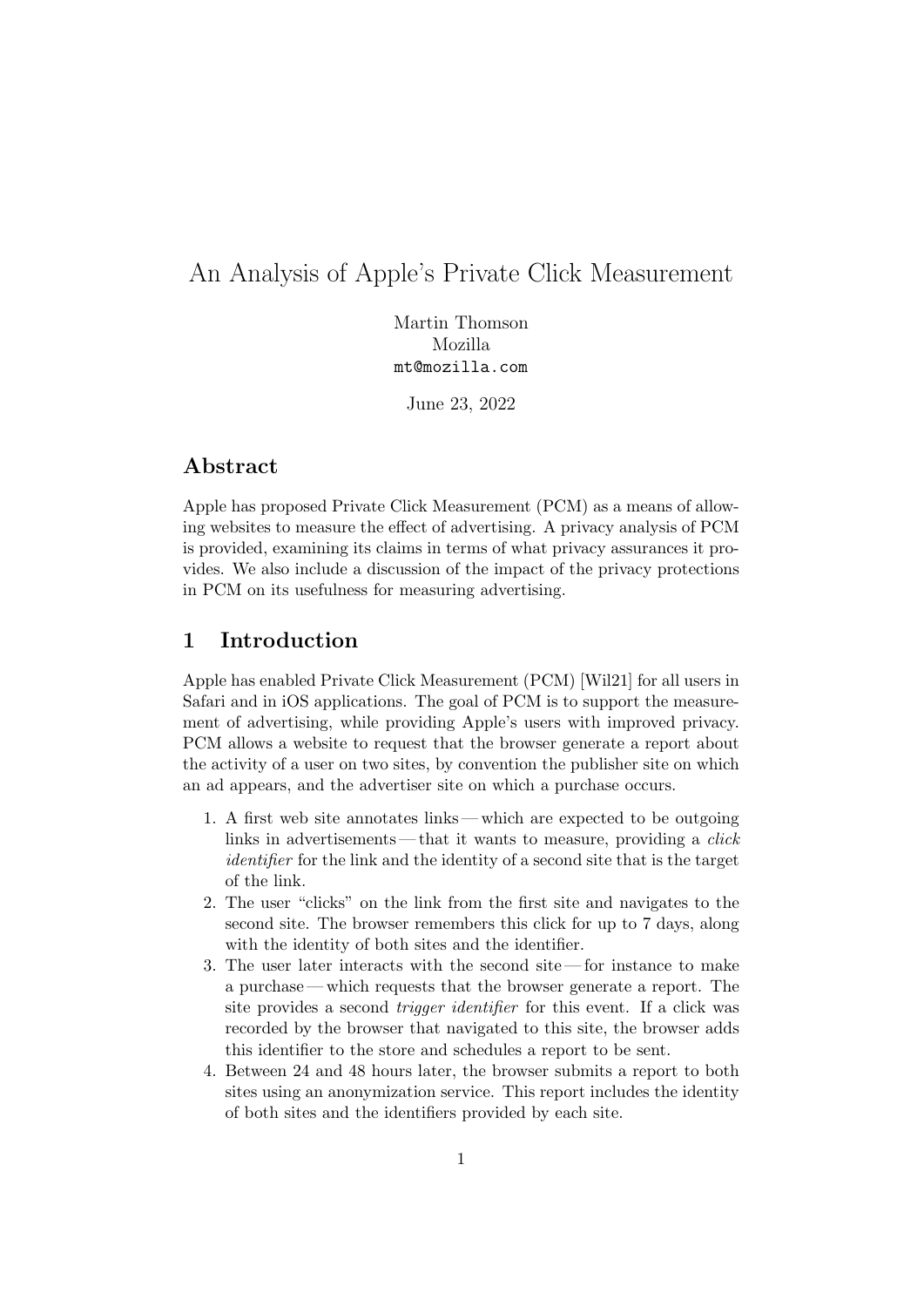# An Analysis of Apple's Private Click Measurement

Martin Thomson
Mozilla
mt@mozilla.com

June 23, 2022

## Abstract

Apple has proposed Private Click Measurement (PCM) as a means of allowing websites to measure the effect of advertising. A privacy analysis of PCM is provided, examining its claims in terms of what privacy assurances it provides. We also include a discussion of the impact of the privacy protections in PCM on its usefulness for measuring advertising.

## 1 Introduction

Apple has enabled Private Click Measurement (PCM) [Wil21] for all users in Safari and in iOS applications. The goal of PCM is to support the measurement of advertising, while providing Apple's users with improved privacy. PCM allows a website to request that the browser generate a report about the activity of a user on two sites, by convention the publisher site on which an ad appears, and the advertiser site on which a purchase occurs.

1. A first web site annotates links — which are expected to be outgoing links in advertisements — that it wants to measure, providing a *click identifier* for the link and the identity of a second site that is the target of the link.
2. The user "clicks" on the link from the first site and navigates to the second site. The browser remembers this click for up to 7 days, along with the identity of both sites and the identifier.
3. The user later interacts with the second site — for instance to make a purchase — which requests that the browser generate a report. The site provides a second *trigger identifier* for this event. If a click was recorded by the browser that navigated to this site, the browser adds this identifier to the store and schedules a report to be sent.
4. Between 24 and 48 hours later, the browser submits a report to both sites using an anonymization service. This report includes the identity of both sites and the identifiers provided by each site.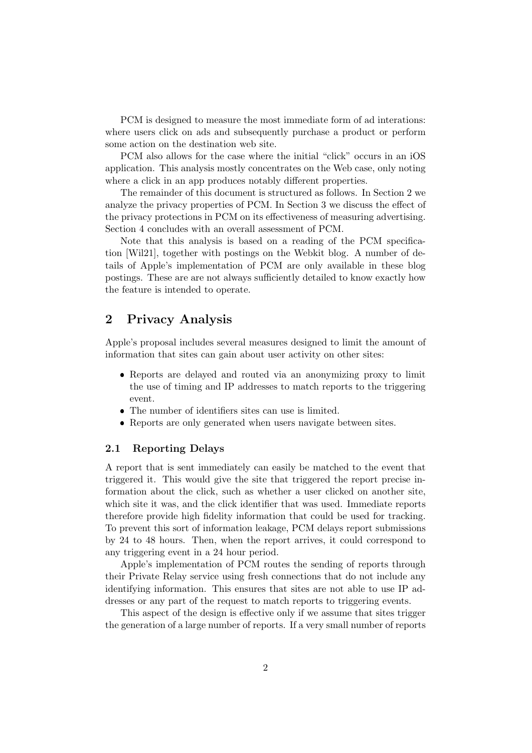PCM is designed to measure the most immediate form of ad interations: where users click on ads and subsequently purchase a product or perform some action on the destination web site.

PCM also allows for the case where the initial "click" occurs in an iOS application. This analysis mostly concentrates on the Web case, only noting where a click in an app produces notably different properties.

The remainder of this document is structured as follows. In Section 2 we analyze the privacy properties of PCM. In Section 3 we discuss the effect of the privacy protections in PCM on its effectiveness of measuring advertising. Section 4 concludes with an overall assessment of PCM.

Note that this analysis is based on a reading of the PCM specification [Wil21], together with postings on the Webkit blog. A number of details of Apple's implementation of PCM are only available in these blog postings. These are are not always sufficiently detailed to know exactly how the feature is intended to operate.

## 2 Privacy Analysis

Apple's proposal includes several measures designed to limit the amount of information that sites can gain about user activity on other sites:

- Reports are delayed and routed via an anonymizing proxy to limit the use of timing and IP addresses to match reports to the triggering event.
- The number of identifiers sites can use is limited.
- Reports are only generated when users navigate between sites.

### 2.1 Reporting Delays

A report that is sent immediately can easily be matched to the event that triggered it. This would give the site that triggered the report precise information about the click, such as whether a user clicked on another site, which site it was, and the click identifier that was used. Immediate reports therefore provide high fidelity information that could be used for tracking. To prevent this sort of information leakage, PCM delays report submissions by 24 to 48 hours. Then, when the report arrives, it could correspond to any triggering event in a 24 hour period.

Apple's implementation of PCM routes the sending of reports through their Private Relay service using fresh connections that do not include any identifying information. This ensures that sites are not able to use IP addresses or any part of the request to match reports to triggering events.

This aspect of the design is effective only if we assume that sites trigger the generation of a large number of reports. If a very small number of reports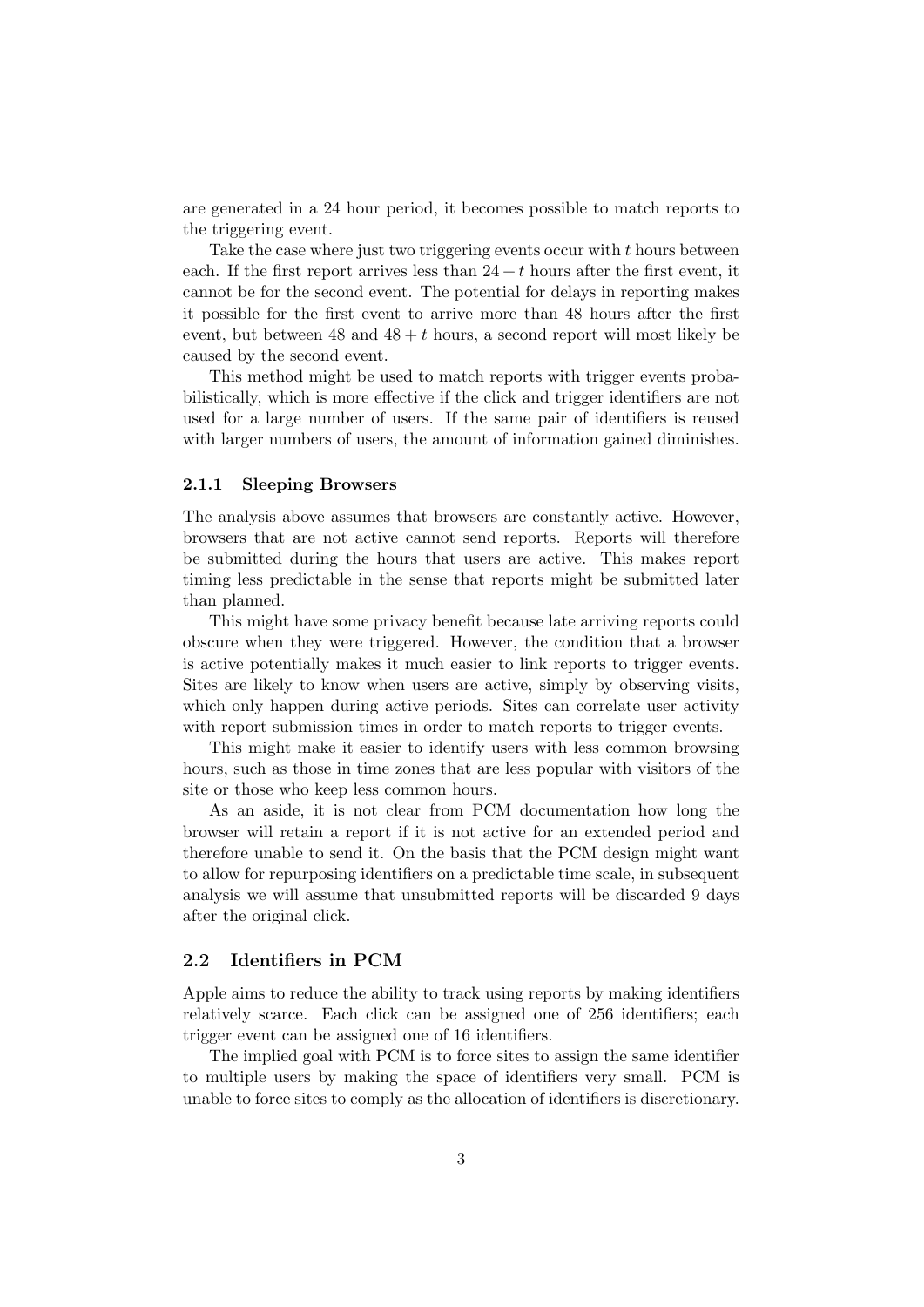are generated in a 24 hour period, it becomes possible to match reports to the triggering event.

Take the case where just two triggering events occur with $t$ hours between each. If the first report arrives less than $24 + t$ hours after the first event, it cannot be for the second event. The potential for delays in reporting makes it possible for the first event to arrive more than 48 hours after the first event, but between 48 and $48 + t$ hours, a second report will most likely be caused by the second event.

This method might be used to match reports with trigger events probabilistically, which is more effective if the click and trigger identifiers are not used for a large number of users. If the same pair of identifiers is reused with larger numbers of users, the amount of information gained diminishes.

### 2.1.1 Sleeping Browsers

The analysis above assumes that browsers are constantly active. However, browsers that are not active cannot send reports. Reports will therefore be submitted during the hours that users are active. This makes report timing less predictable in the sense that reports might be submitted later than planned.

This might have some privacy benefit because late arriving reports could obscure when they were triggered. However, the condition that a browser is active potentially makes it much easier to link reports to trigger events. Sites are likely to know when users are active, simply by observing visits, which only happen during active periods. Sites can correlate user activity with report submission times in order to match reports to trigger events.

This might make it easier to identify users with less common browsing hours, such as those in time zones that are less popular with visitors of the site or those who keep less common hours.

As an aside, it is not clear from PCM documentation how long the browser will retain a report if it is not active for an extended period and therefore unable to send it. On the basis that the PCM design might want to allow for repurposing identifiers on a predictable time scale, in subsequent analysis we will assume that unsubmitted reports will be discarded 9 days after the original click.

## 2.2 Identifiers in PCM

Apple aims to reduce the ability to track using reports by making identifiers relatively scarce. Each click can be assigned one of 256 identifiers; each trigger event can be assigned one of 16 identifiers.

The implied goal with PCM is to force sites to assign the same identifier to multiple users by making the space of identifiers very small. PCM is unable to force sites to comply as the allocation of identifiers is discretionary.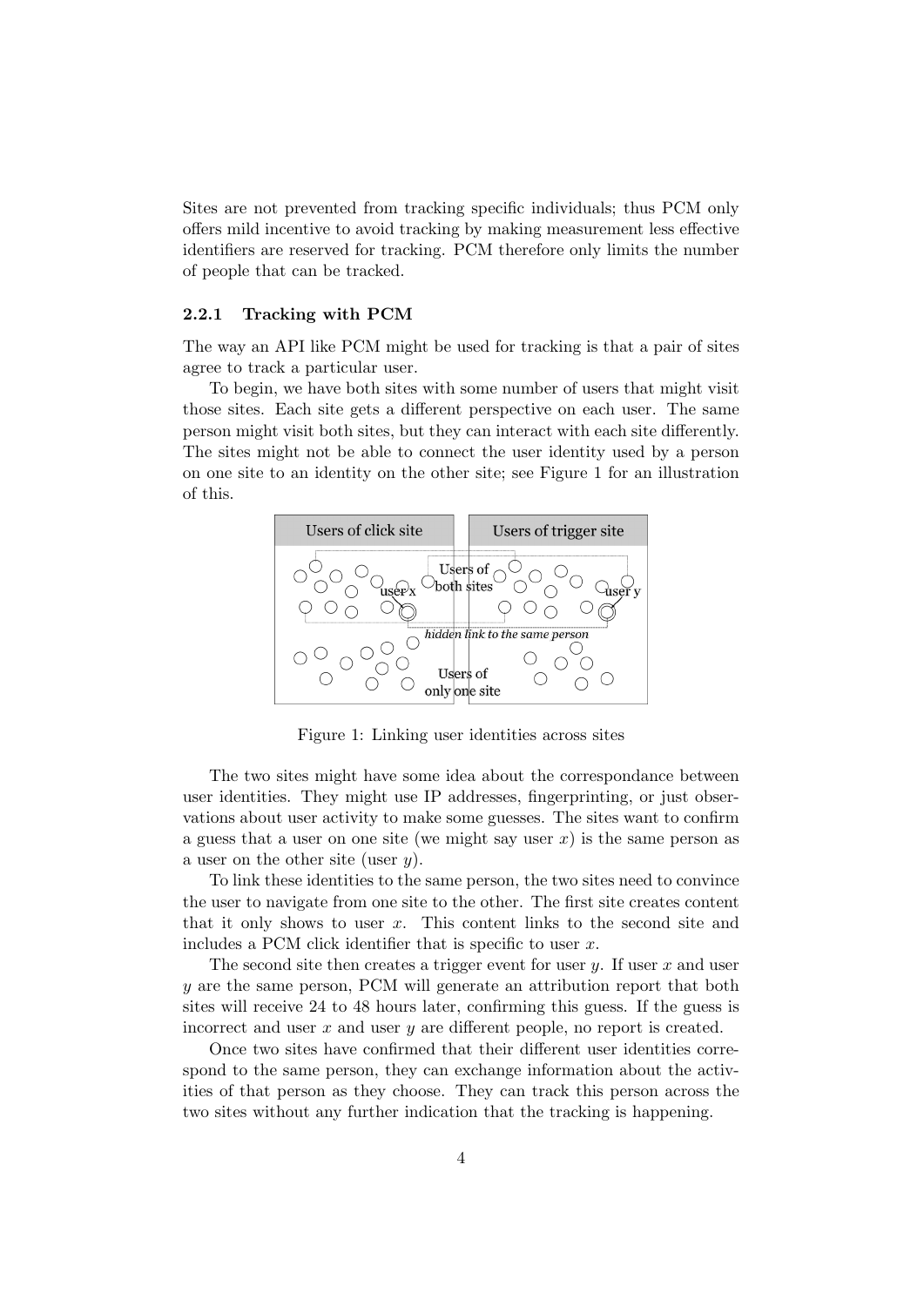Sites are not prevented from tracking specific individuals; thus PCM only offers mild incentive to avoid tracking by making measurement less effective identifiers are reserved for tracking. PCM therefore only limits the number of people that can be tracked.

### 2.2.1 Tracking with PCM

The way an API like PCM might be used for tracking is that a pair of sites agree to track a particular user.

To begin, we have both sites with some number of users that might visit those sites. Each site gets a different perspective on each user. The same person might visit both sites, but they can interact with each site differently. The sites might not be able to connect the user identity used by a person on one site to an identity on the other site; see Figure 1 for an illustration of this.

Figure 1: Linking user identities across sites

The two sites might have some idea about the correspondance between user identities. They might use IP addresses, fingerprinting, or just observations about user activity to make some guesses. The sites want to confirm a guess that a user on one site (we might say user $x$) is the same person as a user on the other site (user $y$).

To link these identities to the same person, the two sites need to convince the user to navigate from one site to the other. The first site creates content that it only shows to user $x$. This content links to the second site and includes a PCM click identifier that is specific to user $x$.

The second site then creates a trigger event for user $y$. If user $x$ and user $y$ are the same person, PCM will generate an attribution report that both sites will receive 24 to 48 hours later, confirming this guess. If the guess is incorrect and user $x$ and user $y$ are different people, no report is created.

Once two sites have confirmed that their different user identities correspond to the same person, they can exchange information about the activities of that person as they choose. They can track this person across the two sites without any further indication that the tracking is happening.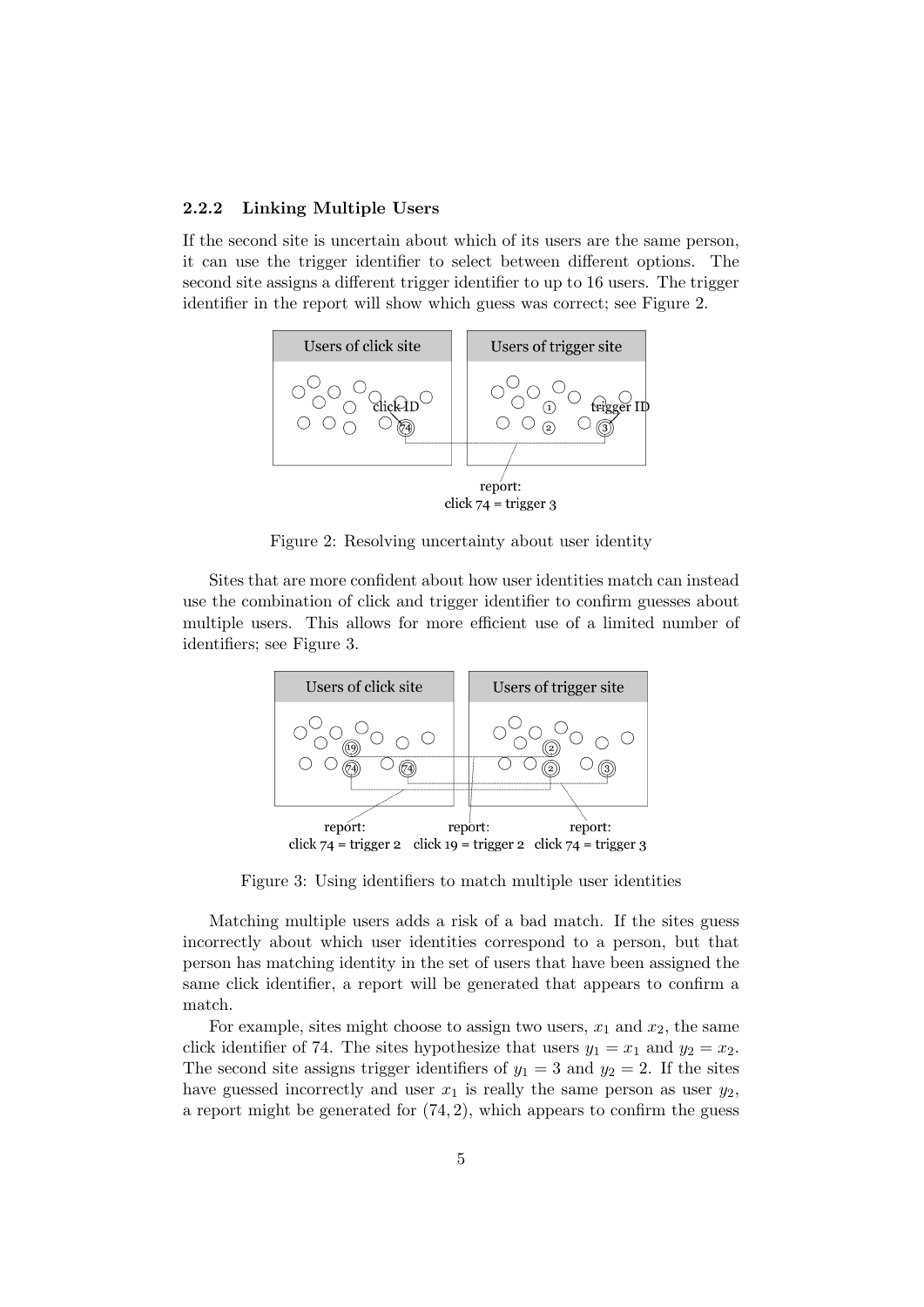### 2.2.2 Linking Multiple Users

If the second site is uncertain about which of its users are the same person, it can use the trigger identifier to select between different options. The second site assigns a different trigger identifier to up to 16 users. The trigger identifier in the report will show which guess was correct; see Figure 2.

Figure 2: Resolving uncertainty about user identity

Sites that are more confident about how user identities match can instead use the combination of click and trigger identifier to confirm guesses about multiple users. This allows for more efficient use of a limited number of identifiers; see Figure 3.

Figure 3: Using identifiers to match multiple user identities

Matching multiple users adds a risk of a bad match. If the sites guess incorrectly about which user identities correspond to a person, but that person has matching identity in the set of users that have been assigned the same click identifier, a report will be generated that appears to confirm a match.

For example, sites might choose to assign two users, $x_1$ and $x_2$, the same click identifier of 74. The sites hypothesize that users $y_1 = x_1$ and $y_2 = x_2$. The second site assigns trigger identifiers of $y_1 = 3$ and $y_2 = 2$. If the sites have guessed incorrectly and user $x_1$ is really the same person as user $y_2$, a report might be generated for $(74, 2)$, which appears to confirm the guess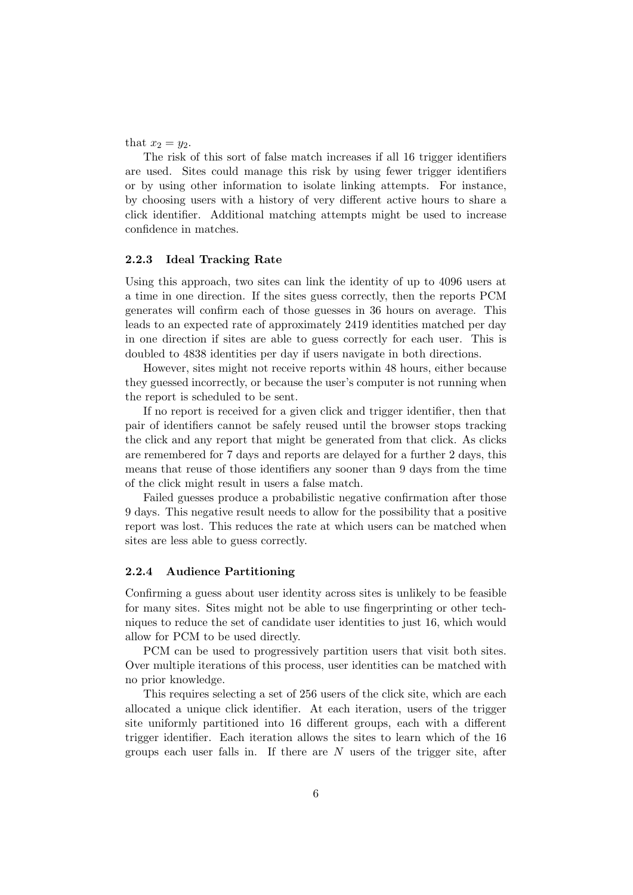that $x_2 = y_2$.

The risk of this sort of false match increases if all 16 trigger identifiers are used. Sites could manage this risk by using fewer trigger identifiers or by using other information to isolate linking attempts. For instance, by choosing users with a history of very different active hours to share a click identifier. Additional matching attempts might be used to increase confidence in matches.

### 2.2.3 Ideal Tracking Rate

Using this approach, two sites can link the identity of up to 4096 users at a time in one direction. If the sites guess correctly, then the reports PCM generates will confirm each of those guesses in 36 hours on average. This leads to an expected rate of approximately 2419 identities matched per day in one direction if sites are able to guess correctly for each user. This is doubled to 4838 identities per day if users navigate in both directions.

However, sites might not receive reports within 48 hours, either because they guessed incorrectly, or because the user's computer is not running when the report is scheduled to be sent.

If no report is received for a given click and trigger identifier, then that pair of identifiers cannot be safely reused until the browser stops tracking the click and any report that might be generated from that click. As clicks are remembered for 7 days and reports are delayed for a further 2 days, this means that reuse of those identifiers any sooner than 9 days from the time of the click might result in users a false match.

Failed guesses produce a probabilistic negative confirmation after those 9 days. This negative result needs to allow for the possibility that a positive report was lost. This reduces the rate at which users can be matched when sites are less able to guess correctly.

### 2.2.4 Audience Partitioning

Confirming a guess about user identity across sites is unlikely to be feasible for many sites. Sites might not be able to use fingerprinting or other techniques to reduce the set of candidate user identities to just 16, which would allow for PCM to be used directly.

PCM can be used to progressively partition users that visit both sites. Over multiple iterations of this process, user identities can be matched with no prior knowledge.

This requires selecting a set of 256 users of the click site, which are each allocated a unique click identifier. At each iteration, users of the trigger site uniformly partitioned into 16 different groups, each with a different trigger identifier. Each iteration allows the sites to learn which of the 16 groups each user falls in. If there are $N$ users of the trigger site, after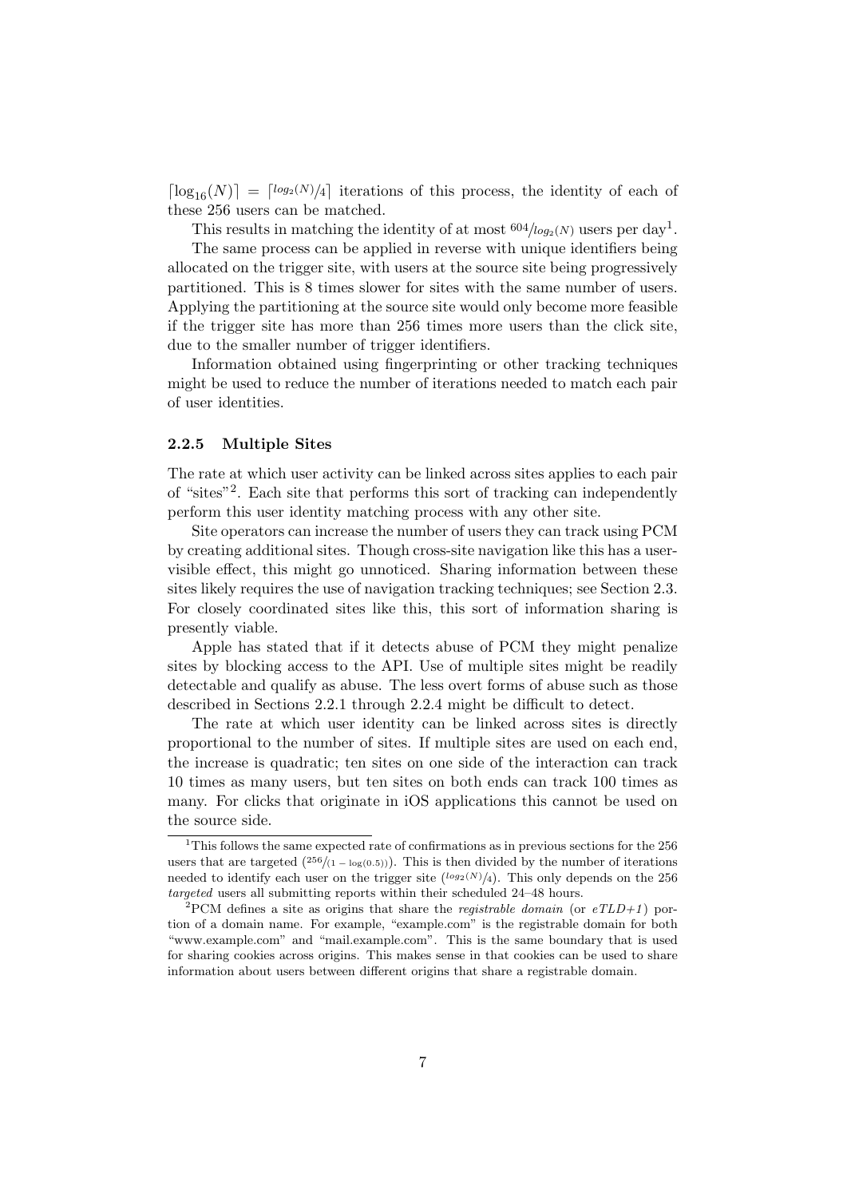$\lceil \log_{16}(N) \rceil = \lceil {}^{log_2(N)}/_4 \rceil$ iterations of this process, the identity of each of these 256 users can be matched.

This results in matching the identity of at most ${}^{604}/_{log_2(N)}$ users per day[1].

The same process can be applied in reverse with unique identifiers being allocated on the trigger site, with users at the source site being progressively partitioned. This is 8 times slower for sites with the same number of users. Applying the partitioning at the source site would only become more feasible if the trigger site has more than 256 times more users than the click site, due to the smaller number of trigger identifiers.

Information obtained using fingerprinting or other tracking techniques might be used to reduce the number of iterations needed to match each pair of user identities.

### 2.2.5 Multiple Sites

The rate at which user activity can be linked across sites applies to each pair of "sites"[2]. Each site that performs this sort of tracking can independently perform this user identity matching process with any other site.

Site operators can increase the number of users they can track using PCM by creating additional sites. Though cross-site navigation like this has a user-visible effect, this might go unnoticed. Sharing information between these sites likely requires the use of navigation tracking techniques; see Section 2.3. For closely coordinated sites like this, this sort of information sharing is presently viable.

Apple has stated that if it detects abuse of PCM they might penalize sites by blocking access to the API. Use of multiple sites might be readily detectable and qualify as abuse. The less overt forms of abuse such as those described in Sections 2.2.1 through 2.2.4 might be difficult to detect.

The rate at which user identity can be linked across sites is directly proportional to the number of sites. If multiple sites are used on each end, the increase is quadratic; ten sites on one side of the interaction can track 10 times as many users, but ten sites on both ends can track 100 times as many. For clicks that originate in iOS applications this cannot be used on the source side.

[1] This follows the same expected rate of confirmations as in previous sections for the 256 users that are targeted (${}^{256}/_{(1 - \log(0.5))}$). This is then divided by the number of iterations needed to identify each user on the trigger site (${}^{log_2(N)}/_4$). This only depends on the 256 *targeted* users all submitting reports within their scheduled 24–48 hours.

[2] PCM defines a site as origins that share the *registrable domain* (or *eTLD+1*) portion of a domain name. For example, "example.com" is the registrable domain for both "www.example.com" and "mail.example.com". This is the same boundary that is used for sharing cookies across origins. This makes sense in that cookies can be used to share information about users between different origins that share a registrable domain.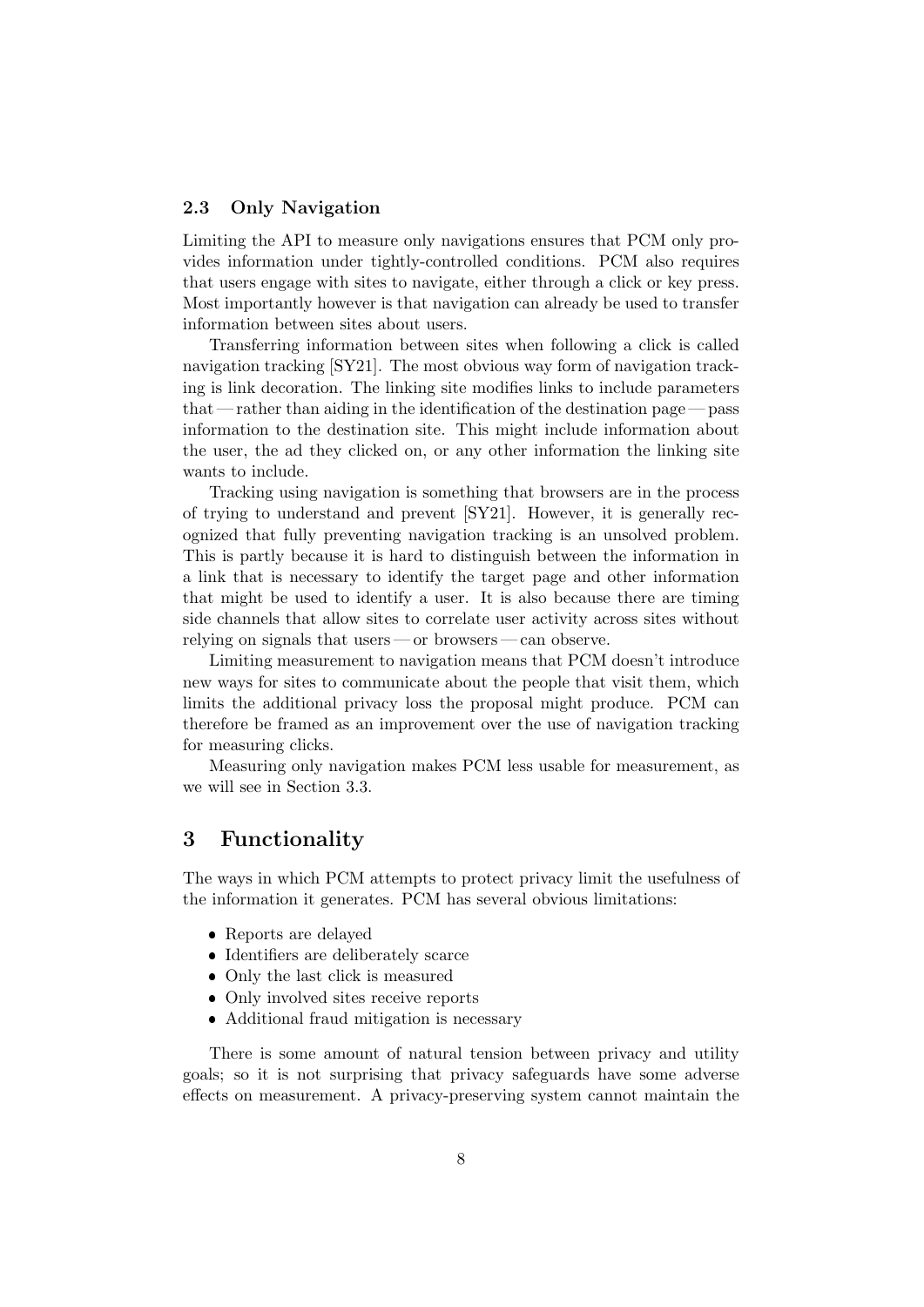### 2.3 Only Navigation

Limiting the API to measure only navigations ensures that PCM only provides information under tightly-controlled conditions. PCM also requires that users engage with sites to navigate, either through a click or key press. Most importantly however is that navigation can already be used to transfer information between sites about users.

Transferring information between sites when following a click is called navigation tracking [SY21]. The most obvious way form of navigation tracking is link decoration. The linking site modifies links to include parameters that — rather than aiding in the identification of the destination page — pass information to the destination site. This might include information about the user, the ad they clicked on, or any other information the linking site wants to include.

Tracking using navigation is something that browsers are in the process of trying to understand and prevent [SY21]. However, it is generally recognized that fully preventing navigation tracking is an unsolved problem. This is partly because it is hard to distinguish between the information in a link that is necessary to identify the target page and other information that might be used to identify a user. It is also because there are timing side channels that allow sites to correlate user activity across sites without relying on signals that users — or browsers — can observe.

Limiting measurement to navigation means that PCM doesn't introduce new ways for sites to communicate about the people that visit them, which limits the additional privacy loss the proposal might produce. PCM can therefore be framed as an improvement over the use of navigation tracking for measuring clicks.

Measuring only navigation makes PCM less usable for measurement, as we will see in Section 3.3.

## 3 Functionality

The ways in which PCM attempts to protect privacy limit the usefulness of the information it generates. PCM has several obvious limitations:

- Reports are delayed
- Identifiers are deliberately scarce
- Only the last click is measured
- Only involved sites receive reports
- Additional fraud mitigation is necessary

There is some amount of natural tension between privacy and utility goals; so it is not surprising that privacy safeguards have some adverse effects on measurement. A privacy-preserving system cannot maintain the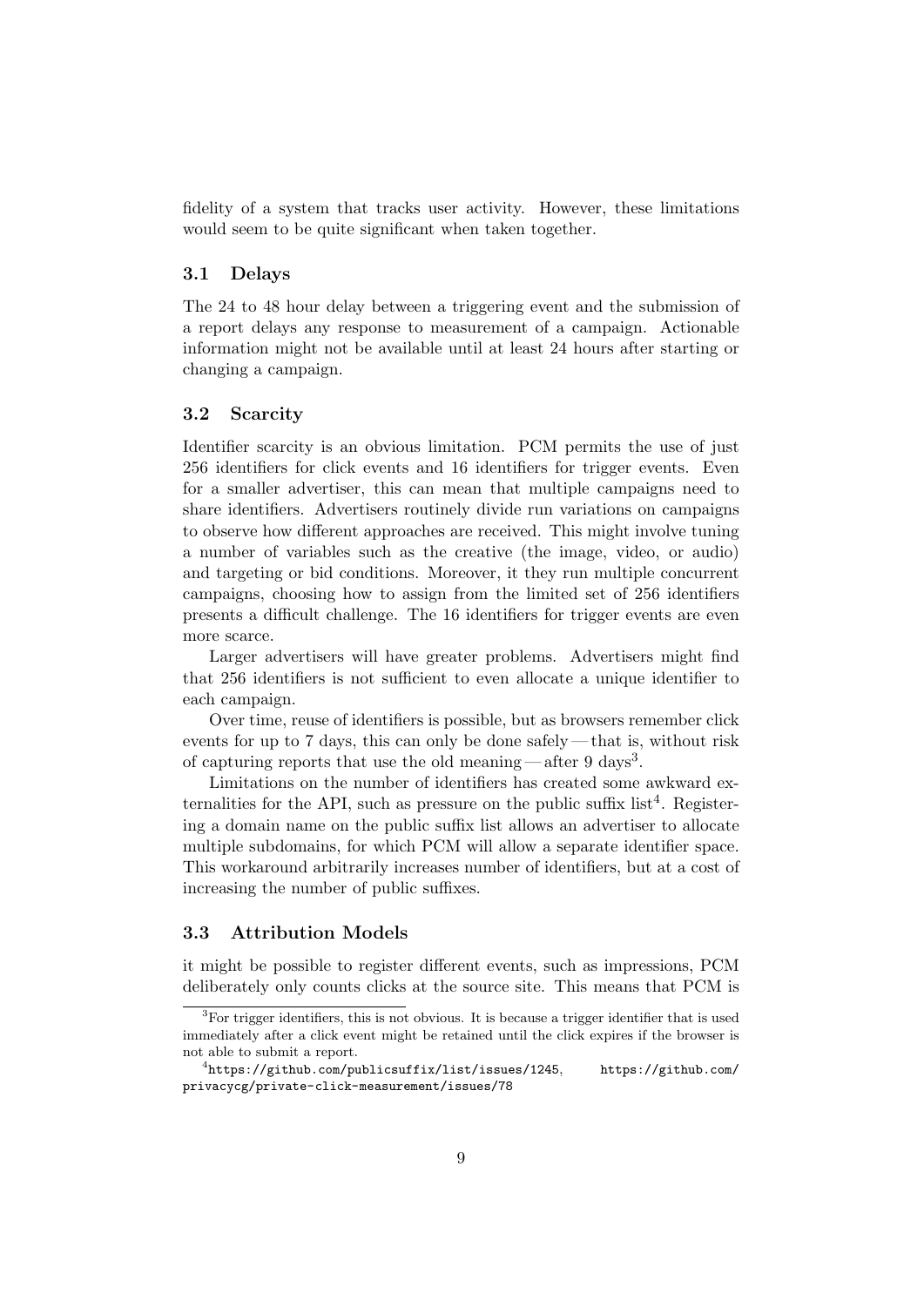fidelity of a system that tracks user activity. However, these limitations would seem to be quite significant when taken together.

### 3.1 Delays

The 24 to 48 hour delay between a triggering event and the submission of a report delays any response to measurement of a campaign. Actionable information might not be available until at least 24 hours after starting or changing a campaign.

### 3.2 Scarcity

Identifier scarcity is an obvious limitation. PCM permits the use of just 256 identifiers for click events and 16 identifiers for trigger events. Even for a smaller advertiser, this can mean that multiple campaigns need to share identifiers. Advertisers routinely divide run variations on campaigns to observe how different approaches are received. This might involve tuning a number of variables such as the creative (the image, video, or audio) and targeting or bid conditions. Moreover, it they run multiple concurrent campaigns, choosing how to assign from the limited set of 256 identifiers presents a difficult challenge. The 16 identifiers for trigger events are even more scarce.

Larger advertisers will have greater problems. Advertisers might find that 256 identifiers is not sufficient to even allocate a unique identifier to each campaign.

Over time, reuse of identifiers is possible, but as browsers remember click events for up to 7 days, this can only be done safely — that is, without risk of capturing reports that use the old meaning — after 9 days[3].

Limitations on the number of identifiers has created some awkward externalities for the API, such as pressure on the public suffix list[4]. Registering a domain name on the public suffix list allows an advertiser to allocate multiple subdomains, for which PCM will allow a separate identifier space. This workaround arbitrarily increases number of identifiers, but at a cost of increasing the number of public suffixes.

### 3.3 Attribution Models

it might be possible to register different events, such as impressions, PCM deliberately only counts clicks at the source site. This means that PCM is

[3] For trigger identifiers, this is not obvious. It is because a trigger identifier that is used immediately after a click event might be retained until the click expires if the browser is not able to submit a report.

[4] `https://github.com/publicsuffix/list/issues/1245`, `https://github.com/privacycg/private-click-measurement/issues/78`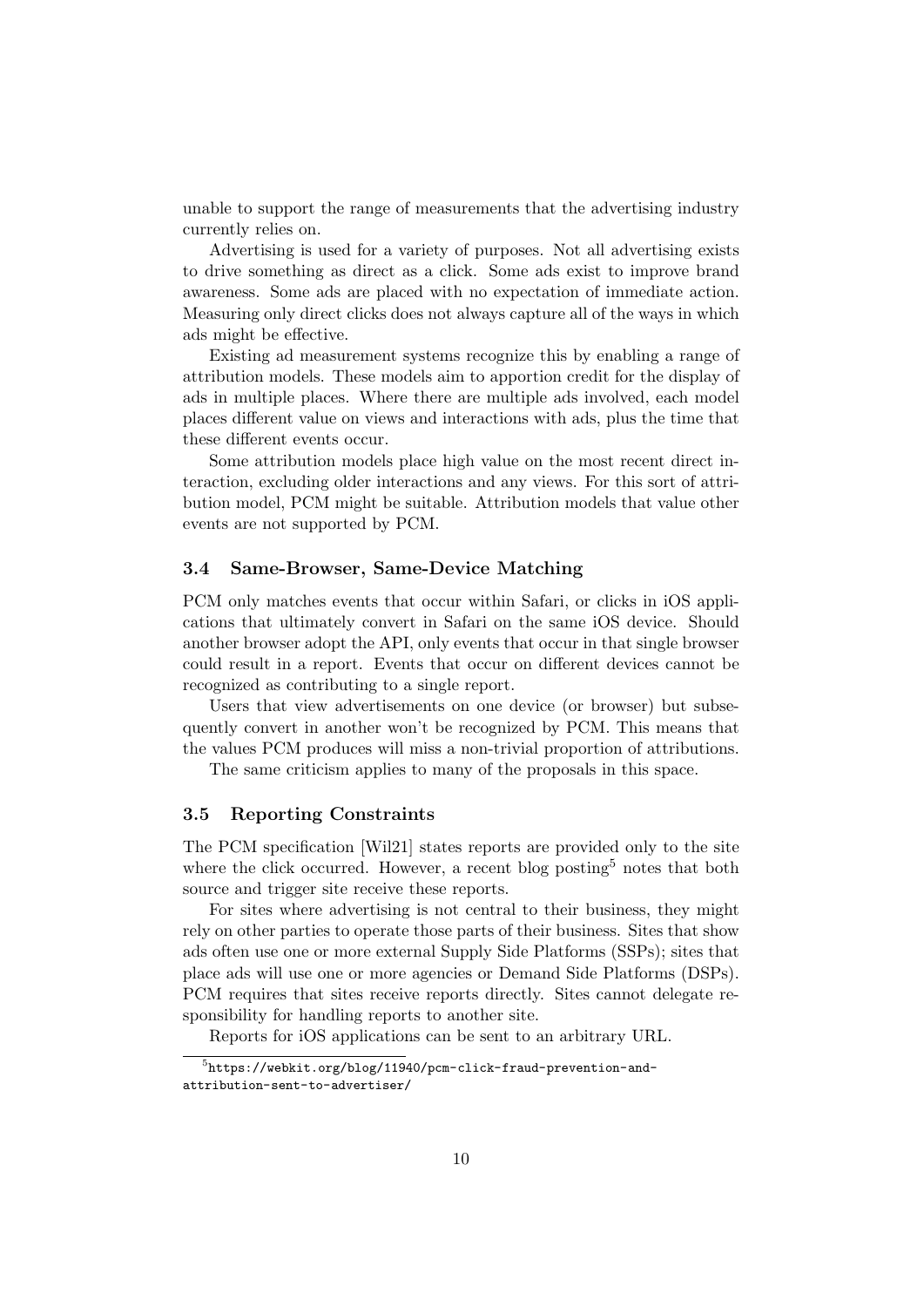unable to support the range of measurements that the advertising industry currently relies on.

Advertising is used for a variety of purposes. Not all advertising exists to drive something as direct as a click. Some ads exist to improve brand awareness. Some ads are placed with no expectation of immediate action. Measuring only direct clicks does not always capture all of the ways in which ads might be effective.

Existing ad measurement systems recognize this by enabling a range of attribution models. These models aim to apportion credit for the display of ads in multiple places. Where there are multiple ads involved, each model places different value on views and interactions with ads, plus the time that these different events occur.

Some attribution models place high value on the most recent direct interaction, excluding older interactions and any views. For this sort of attribution model, PCM might be suitable. Attribution models that value other events are not supported by PCM.

### 3.4 Same-Browser, Same-Device Matching

PCM only matches events that occur within Safari, or clicks in iOS applications that ultimately convert in Safari on the same iOS device. Should another browser adopt the API, only events that occur in that single browser could result in a report. Events that occur on different devices cannot be recognized as contributing to a single report.

Users that view advertisements on one device (or browser) but subsequently convert in another won't be recognized by PCM. This means that the values PCM produces will miss a non-trivial proportion of attributions.

The same criticism applies to many of the proposals in this space.

### 3.5 Reporting Constraints

The PCM specification [Wil21] states reports are provided only to the site where the click occurred. However, a recent blog posting[5] notes that both source and trigger site receive these reports.

For sites where advertising is not central to their business, they might rely on other parties to operate those parts of their business. Sites that show ads often use one or more external Supply Side Platforms (SSPs); sites that place ads will use one or more agencies or Demand Side Platforms (DSPs). PCM requires that sites receive reports directly. Sites cannot delegate responsibility for handling reports to another site.

Reports for iOS applications can be sent to an arbitrary URL.

[5] `https://webkit.org/blog/11940/pcm-click-fraud-prevention-and-attribution-sent-to-advertiser/`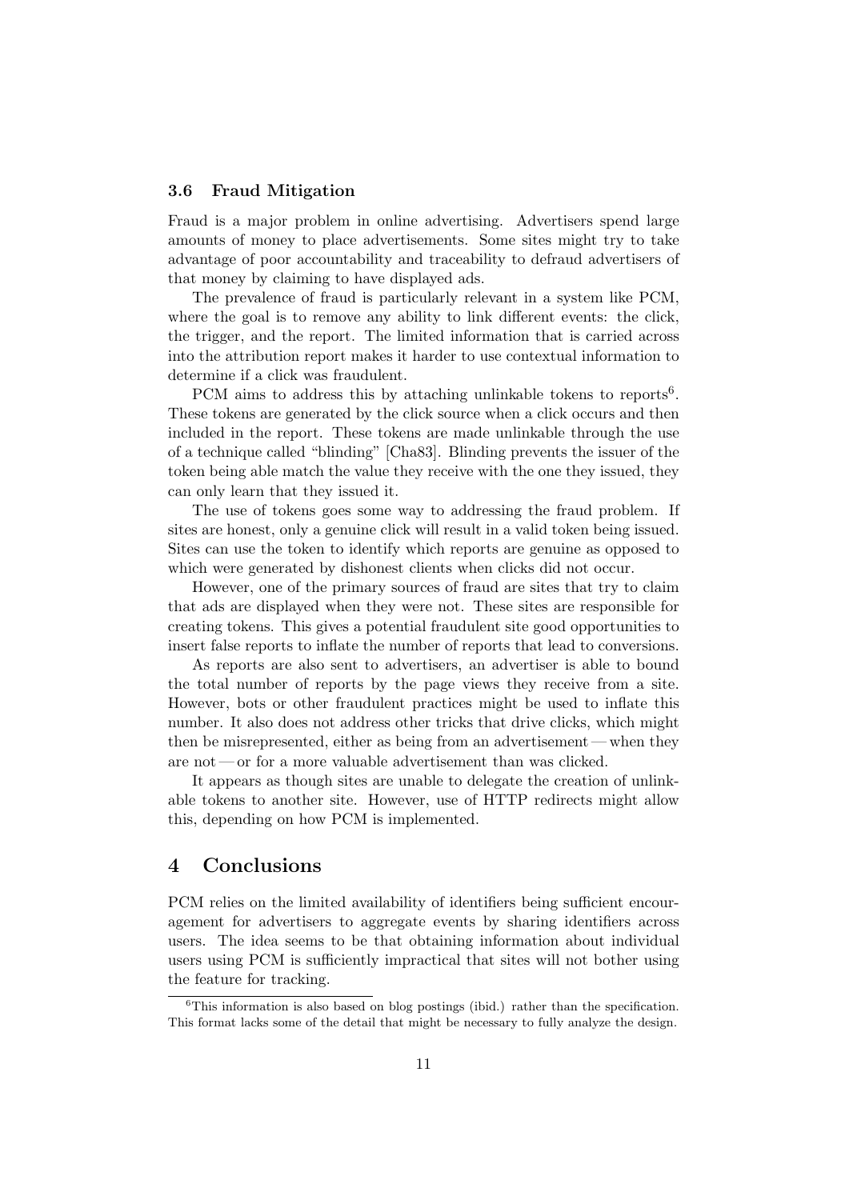### 3.6 Fraud Mitigation

Fraud is a major problem in online advertising. Advertisers spend large amounts of money to place advertisements. Some sites might try to take advantage of poor accountability and traceability to defraud advertisers of that money by claiming to have displayed ads.

The prevalence of fraud is particularly relevant in a system like PCM, where the goal is to remove any ability to link different events: the click, the trigger, and the report. The limited information that is carried across into the attribution report makes it harder to use contextual information to determine if a click was fraudulent.

PCM aims to address this by attaching unlinkable tokens to reports[6]. These tokens are generated by the click source when a click occurs and then included in the report. These tokens are made unlinkable through the use of a technique called "blinding" [Cha83]. Blinding prevents the issuer of the token being able match the value they receive with the one they issued, they can only learn that they issued it.

The use of tokens goes some way to addressing the fraud problem. If sites are honest, only a genuine click will result in a valid token being issued. Sites can use the token to identify which reports are genuine as opposed to which were generated by dishonest clients when clicks did not occur.

However, one of the primary sources of fraud are sites that try to claim that ads are displayed when they were not. These sites are responsible for creating tokens. This gives a potential fraudulent site good opportunities to insert false reports to inflate the number of reports that lead to conversions.

As reports are also sent to advertisers, an advertiser is able to bound the total number of reports by the page views they receive from a site. However, bots or other fraudulent practices might be used to inflate this number. It also does not address other tricks that drive clicks, which might then be misrepresented, either as being from an advertisement — when they are not — or for a more valuable advertisement than was clicked.

It appears as though sites are unable to delegate the creation of unlinkable tokens to another site. However, use of HTTP redirects might allow this, depending on how PCM is implemented.

# 4 Conclusions

PCM relies on the limited availability of identifiers being sufficient encouragement for advertisers to aggregate events by sharing identifiers across users. The idea seems to be that obtaining information about individual users using PCM is sufficiently impractical that sites will not bother using the feature for tracking.

[6]This information is also based on blog postings (ibid.) rather than the specification. This format lacks some of the detail that might be necessary to fully analyze the design.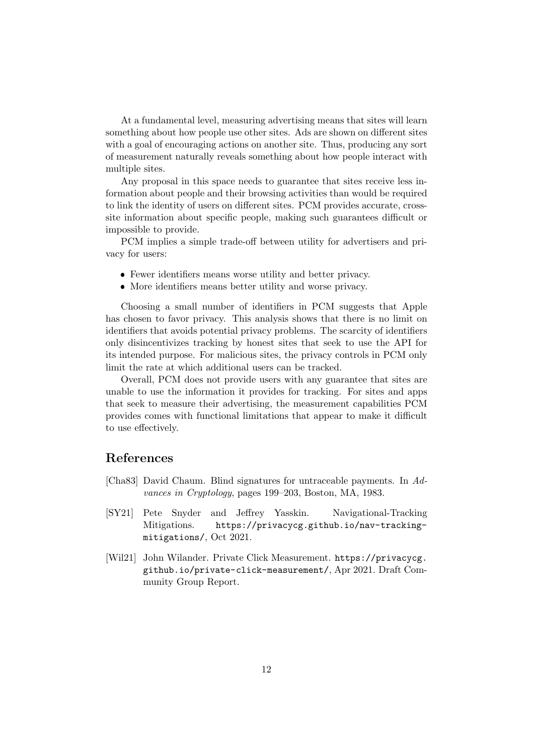At a fundamental level, measuring advertising means that sites will learn something about how people use other sites. Ads are shown on different sites with a goal of encouraging actions on another site. Thus, producing any sort of measurement naturally reveals something about how people interact with multiple sites.

Any proposal in this space needs to guarantee that sites receive less information about people and their browsing activities than would be required to link the identity of users on different sites. PCM provides accurate, cross-site information about specific people, making such guarantees difficult or impossible to provide.

PCM implies a simple trade-off between utility for advertisers and privacy for users:

- Fewer identifiers means worse utility and better privacy.
- More identifiers means better utility and worse privacy.

Choosing a small number of identifiers in PCM suggests that Apple has chosen to favor privacy. This analysis shows that there is no limit on identifiers that avoids potential privacy problems. The scarcity of identifiers only disincentivizes tracking by honest sites that seek to use the API for its intended purpose. For malicious sites, the privacy controls in PCM only limit the rate at which additional users can be tracked.

Overall, PCM does not provide users with any guarantee that sites are unable to use the information it provides for tracking. For sites and apps that seek to measure their advertising, the measurement capabilities PCM provides comes with functional limitations that appear to make it difficult to use effectively.

## References

[Cha83] David Chaum. Blind signatures for untraceable payments. In *Advances in Cryptology*, pages 199–203, Boston, MA, 1983.

[SY21] Pete Snyder and Jeffrey Yasskin. Navigational-Tracking Mitigations. `https://privacycg.github.io/nav-tracking-mitigations/`, Oct 2021.

[Wil21] John Wilander. Private Click Measurement. `https://privacycg.github.io/private-click-measurement/`, Apr 2021. Draft Community Group Report.